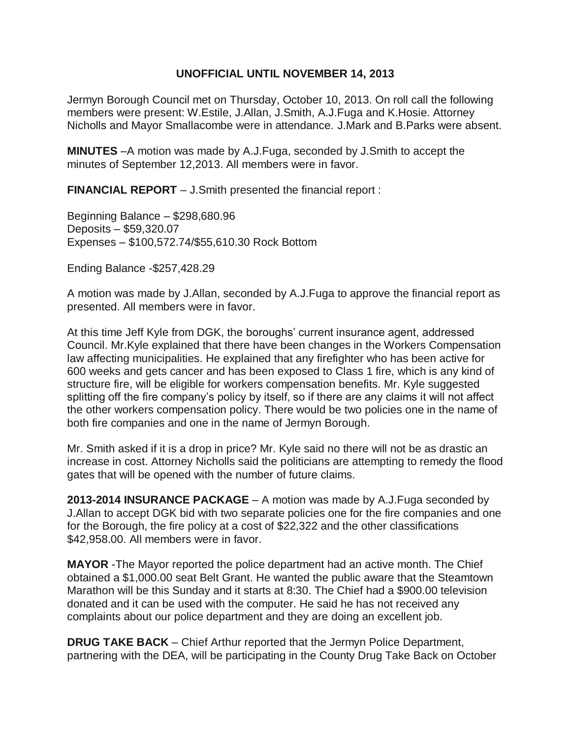**UNOFFICIAL UNTIL NOVEMBER 14, 2013**

Jermyn Borough Council met on Thursday, October 10, 2013. On roll call the following members were present: W.Estile, J.Allan, J.Smith, A.J.Fuga and K.Hosie. Attorney Nicholls and Mayor Smallacombe were in attendance. J.Mark and B.Parks were absent.

**MINUTES** –A motion was made by A.J.Fuga, seconded by J.Smith to accept the minutes of September 12,2013. All members were in favor.

**FINANCIAL REPORT** – J.Smith presented the financial report :

Beginning Balance – $298,680.96
Deposits – $59,320.07
Expenses – $100,572.74/$55,610.30 Rock Bottom

Ending Balance -$257,428.29

A motion was made by J.Allan, seconded by A.J.Fuga to approve the financial report as presented. All members were in favor.

At this time Jeff Kyle from DGK, the boroughs' current insurance agent, addressed Council. Mr.Kyle explained that there have been changes in the Workers Compensation law affecting municipalities. He explained that any firefighter who has been active for 600 weeks and gets cancer and has been exposed to Class 1 fire, which is any kind of structure fire, will be eligible for workers compensation benefits. Mr. Kyle suggested splitting off the fire company's policy by itself, so if there are any claims it will not affect the other workers compensation policy. There would be two policies one in the name of both fire companies and one in the name of Jermyn Borough.

Mr. Smith asked if it is a drop in price? Mr. Kyle said no there will not be as drastic an increase in cost. Attorney Nicholls said the politicians are attempting to remedy the flood gates that will be opened with the number of future claims.

**2013-2014 INSURANCE PACKAGE** – A motion was made by A.J.Fuga seconded by J.Allan to accept DGK bid with two separate policies one for the fire companies and one for the Borough, the fire policy at a cost of $22,322 and the other classifications $42,958.00. All members were in favor.

**MAYOR** -The Mayor reported the police department had an active month. The Chief obtained a $1,000.00 seat Belt Grant. He wanted the public aware that the Steamtown Marathon will be this Sunday and it starts at 8:30. The Chief had a $900.00 television donated and it can be used with the computer. He said he has not received any complaints about our police department and they are doing an excellent job.

**DRUG TAKE BACK** – Chief Arthur reported that the Jermyn Police Department, partnering with the DEA, will be participating in the County Drug Take Back on October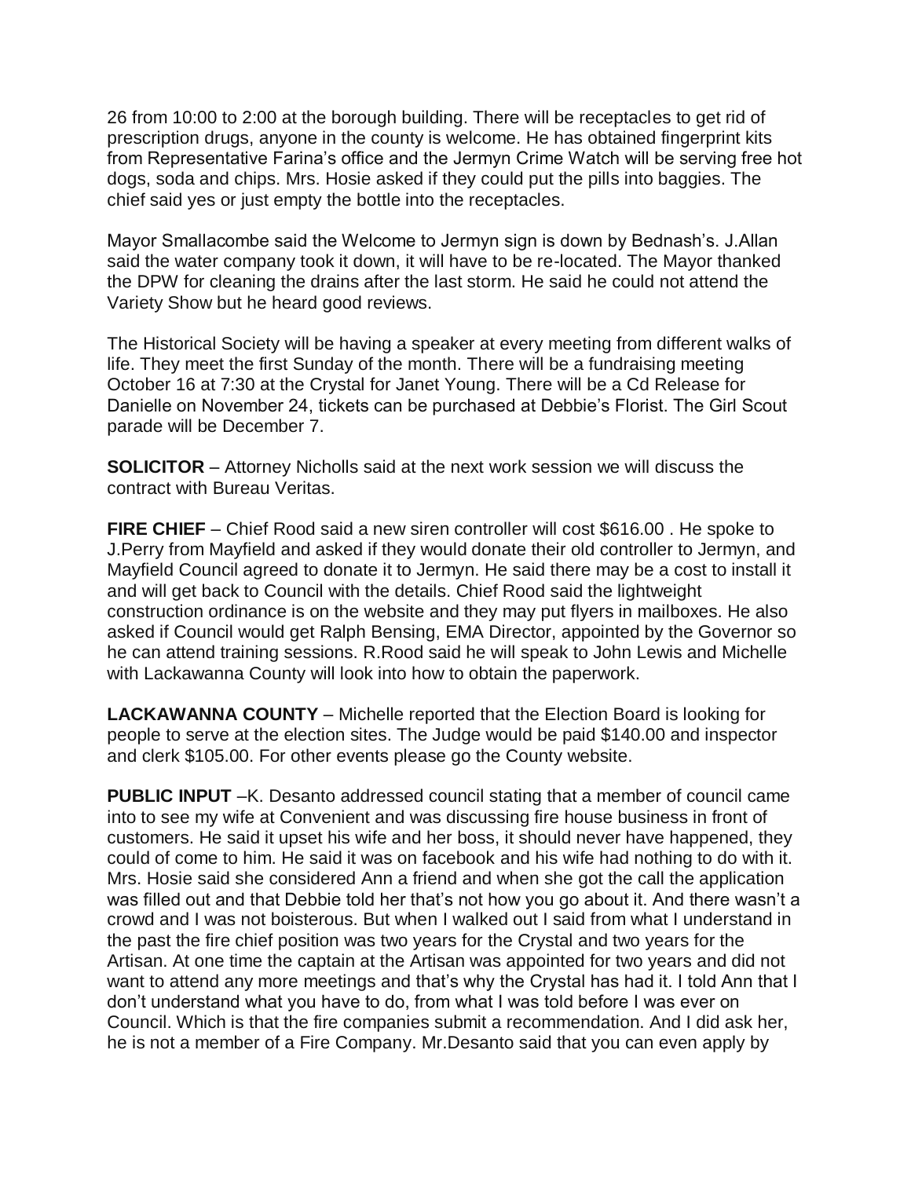26 from 10:00 to 2:00 at the borough building. There will be receptacles to get rid of prescription drugs, anyone in the county is welcome. He has obtained fingerprint kits from Representative Farina's office and the Jermyn Crime Watch will be serving free hot dogs, soda and chips. Mrs. Hosie asked if they could put the pills into baggies. The chief said yes or just empty the bottle into the receptacles.

Mayor Smallacombe said the Welcome to Jermyn sign is down by Bednash's. J.Allan said the water company took it down, it will have to be re-located. The Mayor thanked the DPW for cleaning the drains after the last storm. He said he could not attend the Variety Show but he heard good reviews.

The Historical Society will be having a speaker at every meeting from different walks of life. They meet the first Sunday of the month. There will be a fundraising meeting October 16 at 7:30 at the Crystal for Janet Young. There will be a Cd Release for Danielle on November 24, tickets can be purchased at Debbie's Florist. The Girl Scout parade will be December 7.

**SOLICITOR** – Attorney Nicholls said at the next work session we will discuss the contract with Bureau Veritas.

**FIRE CHIEF** – Chief Rood said a new siren controller will cost $616.00 . He spoke to J.Perry from Mayfield and asked if they would donate their old controller to Jermyn, and Mayfield Council agreed to donate it to Jermyn. He said there may be a cost to install it and will get back to Council with the details. Chief Rood said the lightweight construction ordinance is on the website and they may put flyers in mailboxes. He also asked if Council would get Ralph Bensing, EMA Director, appointed by the Governor so he can attend training sessions. R.Rood said he will speak to John Lewis and Michelle with Lackawanna County will look into how to obtain the paperwork.

**LACKAWANNA COUNTY** – Michelle reported that the Election Board is looking for people to serve at the election sites. The Judge would be paid $140.00 and inspector and clerk $105.00. For other events please go the County website.

**PUBLIC INPUT** –K. Desanto addressed council stating that a member of council came into to see my wife at Convenient and was discussing fire house business in front of customers. He said it upset his wife and her boss, it should never have happened, they could of come to him. He said it was on facebook and his wife had nothing to do with it. Mrs. Hosie said she considered Ann a friend and when she got the call the application was filled out and that Debbie told her that's not how you go about it. And there wasn't a crowd and I was not boisterous. But when I walked out I said from what I understand in the past the fire chief position was two years for the Crystal and two years for the Artisan. At one time the captain at the Artisan was appointed for two years and did not want to attend any more meetings and that's why the Crystal has had it. I told Ann that I don't understand what you have to do, from what I was told before I was ever on Council. Which is that the fire companies submit a recommendation. And I did ask her, he is not a member of a Fire Company. Mr.Desanto said that you can even apply by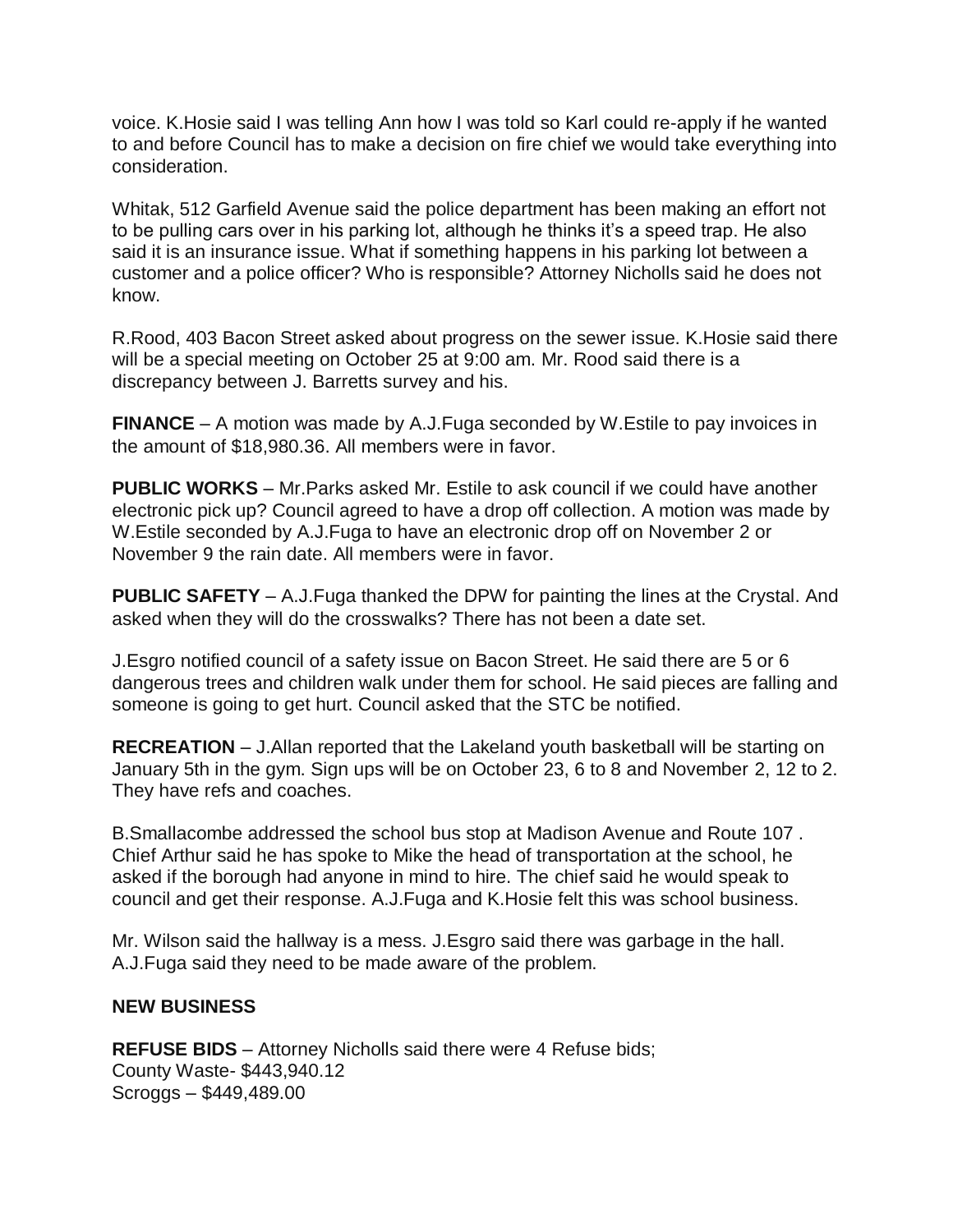voice. K.Hosie said I was telling Ann how I was told so Karl could re-apply if he wanted to and before Council has to make a decision on fire chief we would take everything into consideration.

Whitak, 512 Garfield Avenue said the police department has been making an effort not to be pulling cars over in his parking lot, although he thinks it's a speed trap. He also said it is an insurance issue. What if something happens in his parking lot between a customer and a police officer? Who is responsible? Attorney Nicholls said he does not know.

R.Rood, 403 Bacon Street asked about progress on the sewer issue. K.Hosie said there will be a special meeting on October 25 at 9:00 am. Mr. Rood said there is a discrepancy between J. Barretts survey and his.

**FINANCE** – A motion was made by A.J.Fuga seconded by W.Estile to pay invoices in the amount of $18,980.36. All members were in favor.

**PUBLIC WORKS** – Mr.Parks asked Mr. Estile to ask council if we could have another electronic pick up? Council agreed to have a drop off collection. A motion was made by W.Estile seconded by A.J.Fuga to have an electronic drop off on November 2 or November 9 the rain date. All members were in favor.

**PUBLIC SAFETY** – A.J.Fuga thanked the DPW for painting the lines at the Crystal. And asked when they will do the crosswalks? There has not been a date set.

J.Esgro notified council of a safety issue on Bacon Street. He said there are 5 or 6 dangerous trees and children walk under them for school. He said pieces are falling and someone is going to get hurt. Council asked that the STC be notified.

**RECREATION** – J.Allan reported that the Lakeland youth basketball will be starting on January 5th in the gym. Sign ups will be on October 23, 6 to 8 and November 2, 12 to 2. They have refs and coaches.

B.Smallacombe addressed the school bus stop at Madison Avenue and Route 107 . Chief Arthur said he has spoke to Mike the head of transportation at the school, he asked if the borough had anyone in mind to hire. The chief said he would speak to council and get their response. A.J.Fuga and K.Hosie felt this was school business.

Mr. Wilson said the hallway is a mess. J.Esgro said there was garbage in the hall. A.J.Fuga said they need to be made aware of the problem.

**NEW BUSINESS**

**REFUSE BIDS** – Attorney Nicholls said there were 4 Refuse bids;
County Waste- $443,940.12
Scroggs – $449,489.00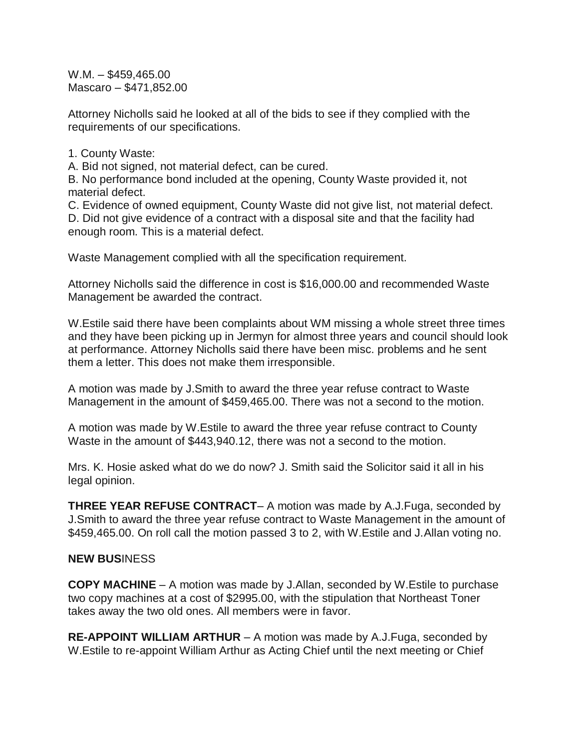W.M. – $459,465.00
Mascaro – $471,852.00

Attorney Nicholls said he looked at all of the bids to see if they complied with the requirements of our specifications.

1. County Waste:
A. Bid not signed, not material defect, can be cured.
B. No performance bond included at the opening, County Waste provided it, not material defect.
C. Evidence of owned equipment, County Waste did not give list, not material defect.
D. Did not give evidence of a contract with a disposal site and that the facility had enough room. This is a material defect.

Waste Management complied with all the specification requirement.

Attorney Nicholls said the difference in cost is $16,000.00 and recommended Waste Management be awarded the contract.

W.Estile said there have been complaints about WM missing a whole street three times and they have been picking up in Jermyn for almost three years and council should look at performance. Attorney Nicholls said there have been misc. problems and he sent them a letter. This does not make them irresponsible.

A motion was made by J.Smith to award the three year refuse contract to Waste Management in the amount of $459,465.00. There was not a second to the motion.

A motion was made by W.Estile to award the three year refuse contract to County Waste in the amount of $443,940.12, there was not a second to the motion.

Mrs. K. Hosie asked what do we do now? J. Smith said the Solicitor said it all in his legal opinion.

**THREE YEAR REFUSE CONTRACT**– A motion was made by A.J.Fuga, seconded by J.Smith to award the three year refuse contract to Waste Management in the amount of $459,465.00. On roll call the motion passed 3 to 2, with W.Estile and J.Allan voting no.

**NEW BUS**INESS

**COPY MACHINE** – A motion was made by J.Allan, seconded by W.Estile to purchase two copy machines at a cost of $2995.00, with the stipulation that Northeast Toner takes away the two old ones. All members were in favor.

**RE-APPOINT WILLIAM ARTHUR** – A motion was made by A.J.Fuga, seconded by W.Estile to re-appoint William Arthur as Acting Chief until the next meeting or Chief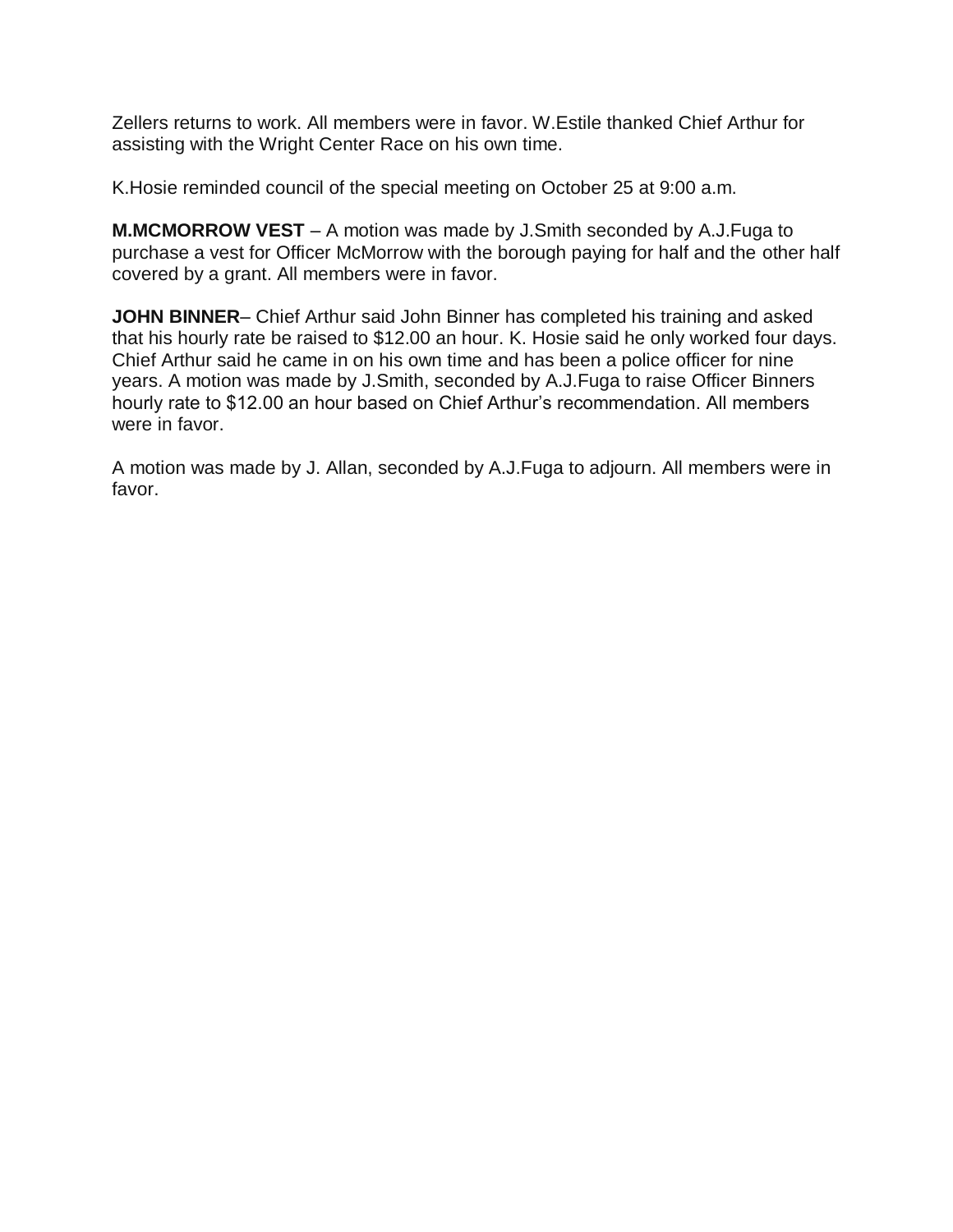Zellers returns to work. All members were in favor. W.Estile thanked Chief Arthur for assisting with the Wright Center Race on his own time.

K.Hosie reminded council of the special meeting on October 25 at 9:00 a.m.

**M.MCMORROW VEST** – A motion was made by J.Smith seconded by A.J.Fuga to purchase a vest for Officer McMorrow with the borough paying for half and the other half covered by a grant. All members were in favor.

**JOHN BINNER**– Chief Arthur said John Binner has completed his training and asked that his hourly rate be raised to $12.00 an hour. K. Hosie said he only worked four days. Chief Arthur said he came in on his own time and has been a police officer for nine years. A motion was made by J.Smith, seconded by A.J.Fuga to raise Officer Binners hourly rate to $12.00 an hour based on Chief Arthur's recommendation. All members were in favor.

A motion was made by J. Allan, seconded by A.J.Fuga to adjourn. All members were in favor.